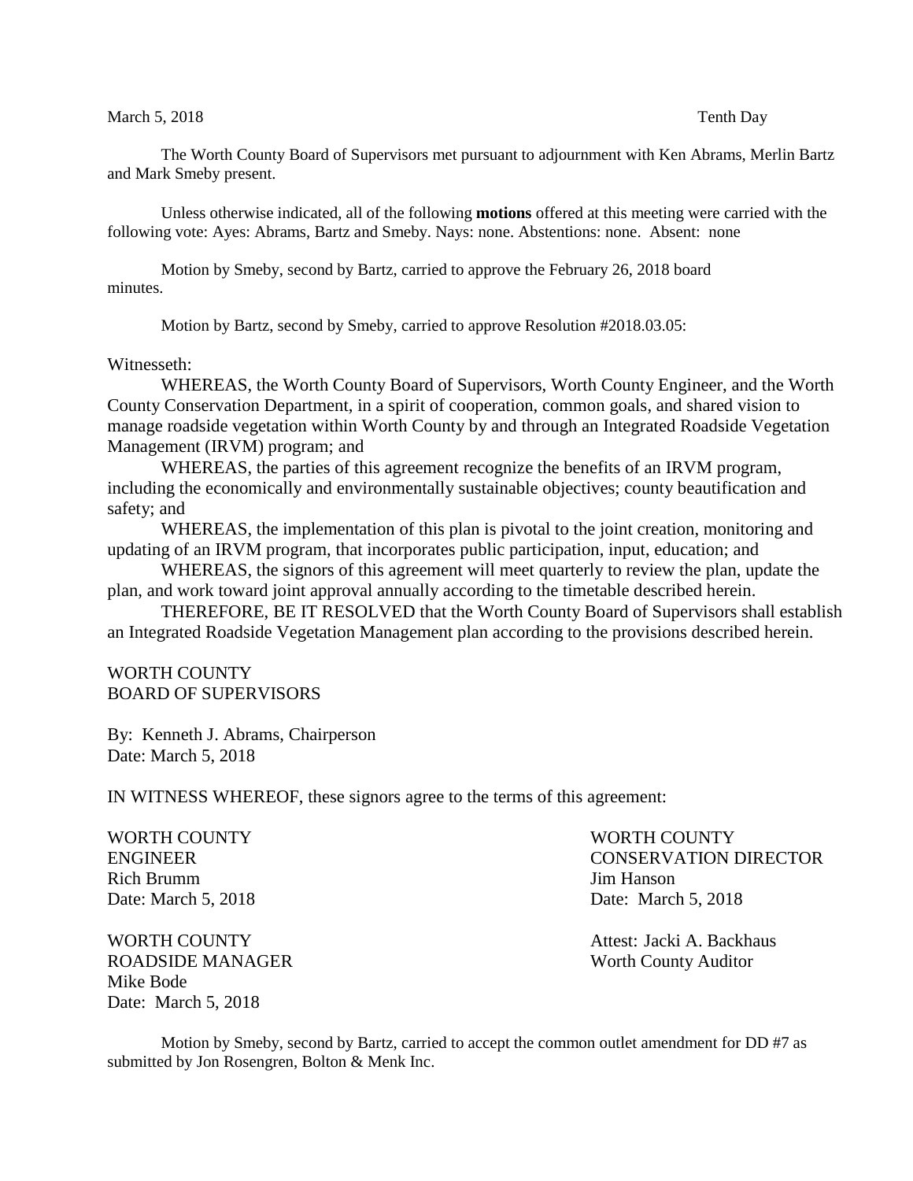March 5, 2018 Tenth Day

The Worth County Board of Supervisors met pursuant to adjournment with Ken Abrams, Merlin Bartz and Mark Smeby present.

Unless otherwise indicated, all of the following **motions** offered at this meeting were carried with the following vote: Ayes: Abrams, Bartz and Smeby. Nays: none. Abstentions: none. Absent: none

Motion by Smeby, second by Bartz, carried to approve the February 26, 2018 board minutes.

Motion by Bartz, second by Smeby, carried to approve Resolution #2018.03.05:

Witnesseth:

WHEREAS, the Worth County Board of Supervisors, Worth County Engineer, and the Worth County Conservation Department, in a spirit of cooperation, common goals, and shared vision to manage roadside vegetation within Worth County by and through an Integrated Roadside Vegetation Management (IRVM) program; and

WHEREAS, the parties of this agreement recognize the benefits of an IRVM program, including the economically and environmentally sustainable objectives; county beautification and safety; and

WHEREAS, the implementation of this plan is pivotal to the joint creation, monitoring and updating of an IRVM program, that incorporates public participation, input, education; and

WHEREAS, the signors of this agreement will meet quarterly to review the plan, update the plan, and work toward joint approval annually according to the timetable described herein.

THEREFORE, BE IT RESOLVED that the Worth County Board of Supervisors shall establish an Integrated Roadside Vegetation Management plan according to the provisions described herein.

WORTH COUNTY
BOARD OF SUPERVISORS

By: Kenneth J. Abrams, Chairperson
Date: March 5, 2018

IN WITNESS WHEREOF, these signors agree to the terms of this agreement:

WORTH COUNTY
ENGINEER
Rich Brumm
Date: March 5, 2018

WORTH COUNTY
CONSERVATION DIRECTOR
Jim Hanson
Date: March 5, 2018

WORTH COUNTY
ROADSIDE MANAGER
Mike Bode
Date: March 5, 2018

Attest: Jacki A. Backhaus
Worth County Auditor

Motion by Smeby, second by Bartz, carried to accept the common outlet amendment for DD #7 as submitted by Jon Rosengren, Bolton & Menk Inc.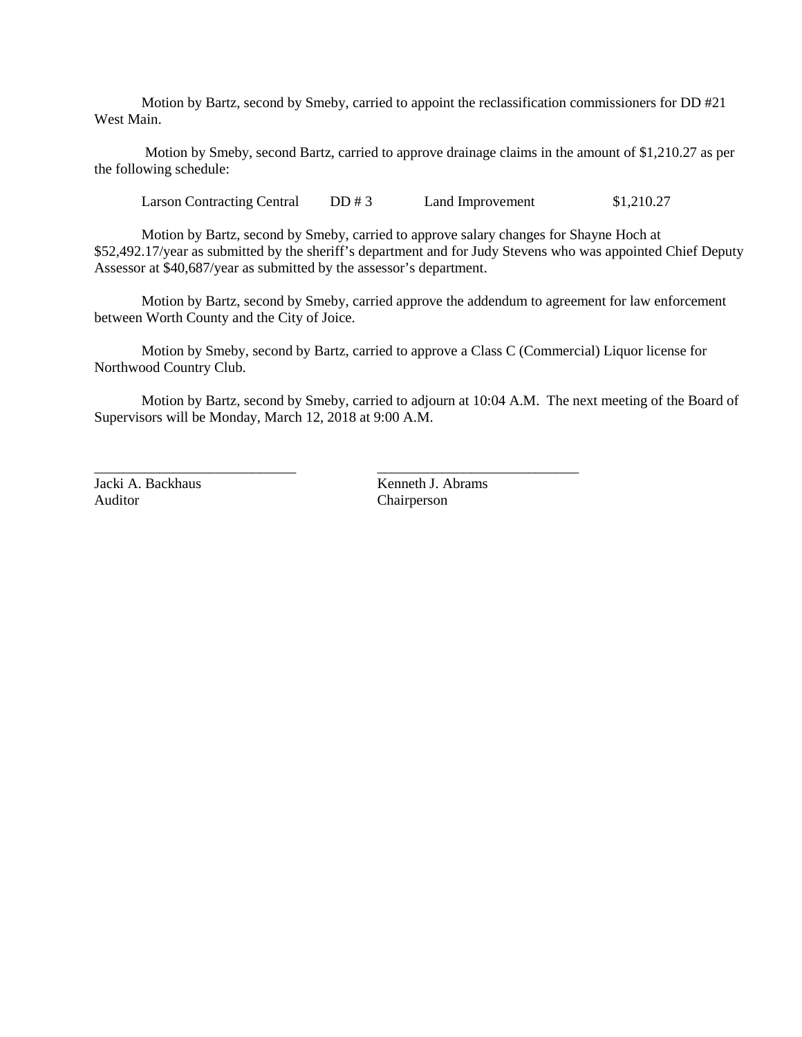Motion by Bartz, second by Smeby, carried to appoint the reclassification commissioners for DD #21 West Main.

Motion by Smeby, second Bartz, carried to approve drainage claims in the amount of $1,210.27 as per the following schedule:

| | | | |
|---|---|---|---|
| Larson Contracting Central | DD # 3 | Land Improvement | $1,210.27 |

Motion by Bartz, second by Smeby, carried to approve salary changes for Shayne Hoch at $52,492.17/year as submitted by the sheriff's department and for Judy Stevens who was appointed Chief Deputy Assessor at $40,687/year as submitted by the assessor's department.

Motion by Bartz, second by Smeby, carried approve the addendum to agreement for law enforcement between Worth County and the City of Joice.

Motion by Smeby, second by Bartz, carried to approve a Class C (Commercial) Liquor license for Northwood Country Club.

Motion by Bartz, second by Smeby, carried to adjourn at 10:04 A.M. The next meeting of the Board of Supervisors will be Monday, March 12, 2018 at 9:00 A.M.

\_\_\_\_\_\_\_\_\_\_\_\_\_\_\_\_\_\_\_\_\_\_\_\_\_\_\_\_ \_\_\_\_\_\_\_\_\_\_\_\_\_\_\_\_\_\_\_\_\_\_\_\_\_\_\_\_

Jacki A. Backhaus
Auditor

Kenneth J. Abrams
Chairperson